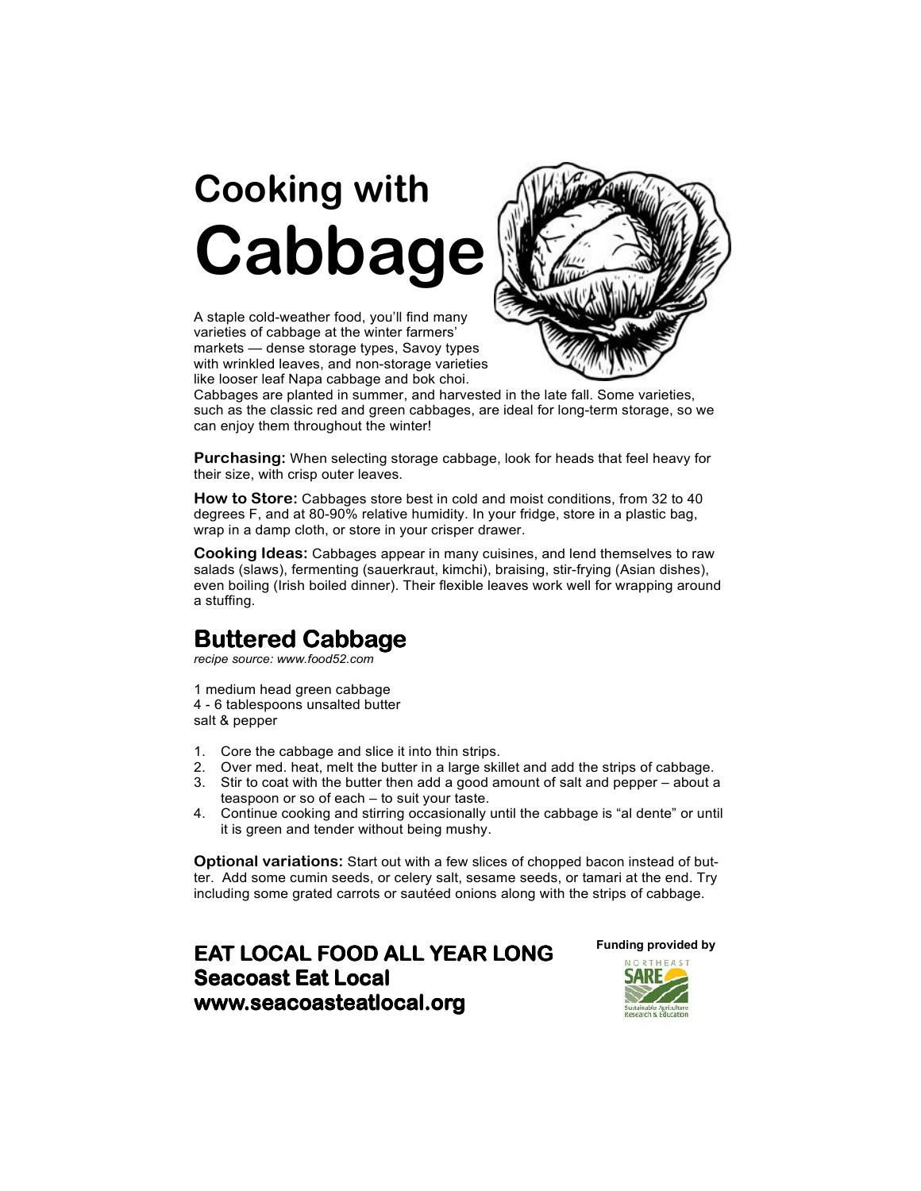# Cooking with Cabbage

A staple cold-weather food, you'll find many varieties of cabbage at the winter farmers' markets — dense storage types, Savoy types with wrinkled leaves, and non-storage varieties like looser leaf Napa cabbage and bok choi. Cabbages are planted in summer, and harvested in the late fall. Some varieties, such as the classic red and green cabbages, are ideal for long-term storage, so we can enjoy them throughout the winter!

**Purchasing:** When selecting storage cabbage, look for heads that feel heavy for their size, with crisp outer leaves.

**How to Store:** Cabbages store best in cold and moist conditions, from 32 to 40 degrees F, and at 80-90% relative humidity. In your fridge, store in a plastic bag, wrap in a damp cloth, or store in your crisper drawer.

**Cooking Ideas:** Cabbages appear in many cuisines, and lend themselves to raw salads (slaws), fermenting (sauerkraut, kimchi), braising, stir-frying (Asian dishes), even boiling (Irish boiled dinner). Their flexible leaves work well for wrapping around a stuffing.

## Buttered Cabbage

*recipe source: www.food52.com*

1 medium head green cabbage
4 - 6 tablespoons unsalted butter
salt & pepper

1. Core the cabbage and slice it into thin strips.
2. Over med. heat, melt the butter in a large skillet and add the strips of cabbage.
3. Stir to coat with the butter then add a good amount of salt and pepper – about a teaspoon or so of each – to suit your taste.
4. Continue cooking and stirring occasionally until the cabbage is "al dente" or until it is green and tender without being mushy.

**Optional variations:** Start out with a few slices of chopped bacon instead of butter. Add some cumin seeds, or celery salt, sesame seeds, or tamari at the end. Try including some grated carrots or sautéed onions along with the strips of cabbage.

**EAT LOCAL FOOD ALL YEAR LONG**
**Seacoast Eat Local**
**www.seacoasteatlocal.org**

**Funding provided by**

NORTHEAST SARE Sustainable Agriculture Research & Education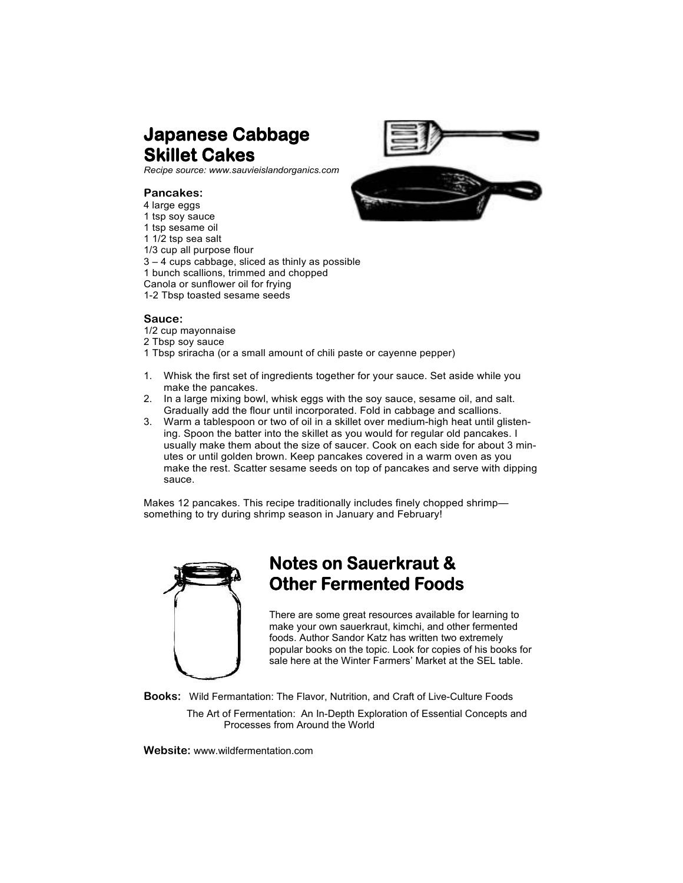# Japanese Cabbage Skillet Cakes

*Recipe source: www.sauvieislandorganics.com*

### Pancakes:

4 large eggs
1 tsp soy sauce
1 tsp sesame oil
1 1/2 tsp sea salt
1/3 cup all purpose flour
3 – 4 cups cabbage, sliced as thinly as possible
1 bunch scallions, trimmed and chopped
Canola or sunflower oil for frying
1-2 Tbsp toasted sesame seeds

### Sauce:

1/2 cup mayonnaise
2 Tbsp soy sauce
1 Tbsp sriracha (or a small amount of chili paste or cayenne pepper)

1. Whisk the first set of ingredients together for your sauce. Set aside while you make the pancakes.
2. In a large mixing bowl, whisk eggs with the soy sauce, sesame oil, and salt. Gradually add the flour until incorporated. Fold in cabbage and scallions.
3. Warm a tablespoon or two of oil in a skillet over medium-high heat until glistening. Spoon the batter into the skillet as you would for regular old pancakes. I usually make them about the size of saucer. Cook on each side for about 3 minutes or until golden brown. Keep pancakes covered in a warm oven as you make the rest. Scatter sesame seeds on top of pancakes and serve with dipping sauce.

Makes 12 pancakes. This recipe traditionally includes finely chopped shrimp—something to try during shrimp season in January and February!

# Notes on Sauerkraut & Other Fermented Foods

There are some great resources available for learning to make your own sauerkraut, kimchi, and other fermented foods. Author Sandor Katz has written two extremely popular books on the topic. Look for copies of his books for sale here at the Winter Farmers' Market at the SEL table.

**Books:** Wild Fermantation: The Flavor, Nutrition, and Craft of Live-Culture Foods

The Art of Fermentation: An In-Depth Exploration of Essential Concepts and Processes from Around the World

**Website:** www.wildfermentation.com